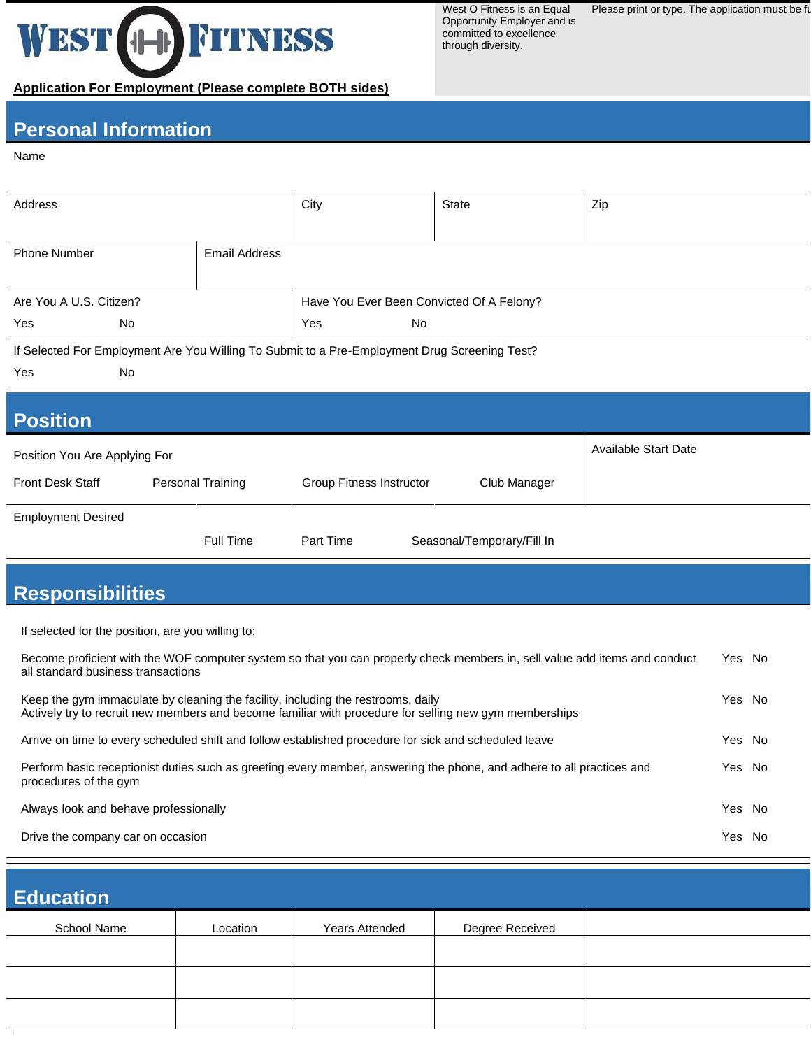WEST O FITNESS

**Application For Employment (Please complete BOTH sides)**

West O Fitness is an Equal Opportunity Employer and is committed to excellence through diversity.

Please print or type. The application must be fu

## Personal Information

Name

| Address | City | State | Zip |
|---|---|---|---|
| | | | |

| Phone Number | Email Address |
|---|---|
| | |

| Are You A U.S. Citizen? | Have You Ever Been Convicted Of A Felony? |
|---|---|
| Yes No | Yes No |

If Selected For Employment Are You Willing To Submit to a Pre-Employment Drug Screening Test?

Yes No

## Position

Position You Are Applying For

Front Desk Staff Personal Training Group Fitness Instructor Club Manager

Available Start Date

Employment Desired

Full Time Part Time Seasonal/Temporary/Fill In

## Responsibilities

If selected for the position, are you willing to:

| | |
|---|---|
| Become proficient with the WOF computer system so that you can properly check members in, sell value add items and conduct all standard business transactions | Yes No |
| Keep the gym immaculate by cleaning the facility, including the restrooms, daily<br>Actively try to recruit new members and become familiar with procedure for selling new gym memberships | Yes No |
| Arrive on time to every scheduled shift and follow established procedure for sick and scheduled leave | Yes No |
| Perform basic receptionist duties such as greeting every member, answering the phone, and adhere to all practices and procedures of the gym | Yes No |
| Always look and behave professionally | Yes No |
| Drive the company car on occasion | Yes No |

## Education

| School Name | Location | Years Attended | Degree Received | |
|---|---|---|---|---|
| | | | | |
| | | | | |
| | | | | |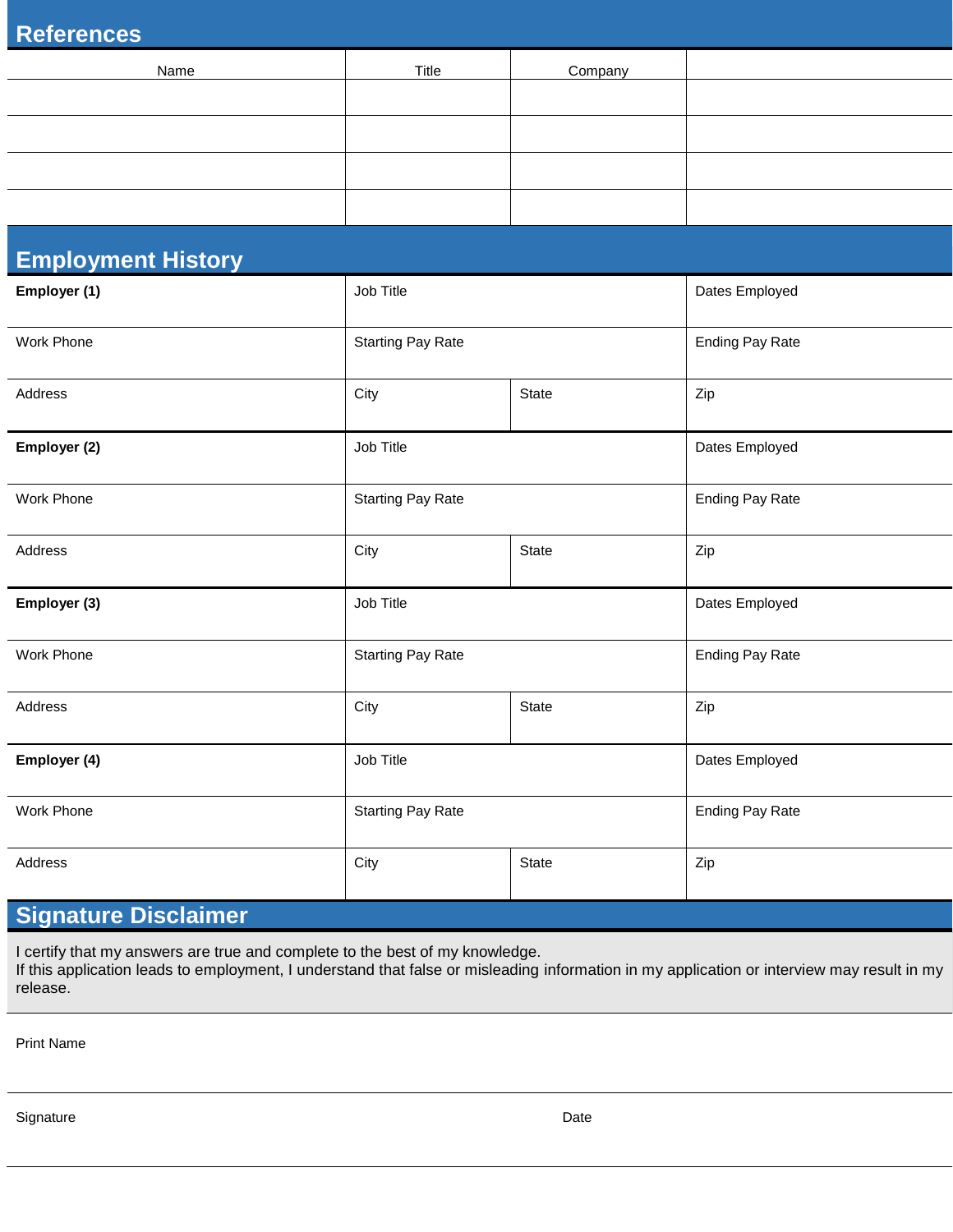## References

| Name | Title | Company | |
|---|---|---|---|
| | | | |
| | | | |
| | | | |
| | | | |

## Employment History

| | | | |
|---|---|---|---|
| **Employer (1)** | Job Title | | Dates Employed |
| Work Phone | Starting Pay Rate | | Ending Pay Rate |
| Address | City | State | Zip |
| **Employer (2)** | Job Title | | Dates Employed |
| Work Phone | Starting Pay Rate | | Ending Pay Rate |
| Address | City | State | Zip |
| **Employer (3)** | Job Title | | Dates Employed |
| Work Phone | Starting Pay Rate | | Ending Pay Rate |
| Address | City | State | Zip |
| **Employer (4)** | Job Title | | Dates Employed |
| Work Phone | Starting Pay Rate | | Ending Pay Rate |
| Address | City | State | Zip |

## Signature Disclaimer

I certify that my answers are true and complete to the best of my knowledge.
If this application leads to employment, I understand that false or misleading information in my application or interview may result in my release.

Print Name

Signature

Date